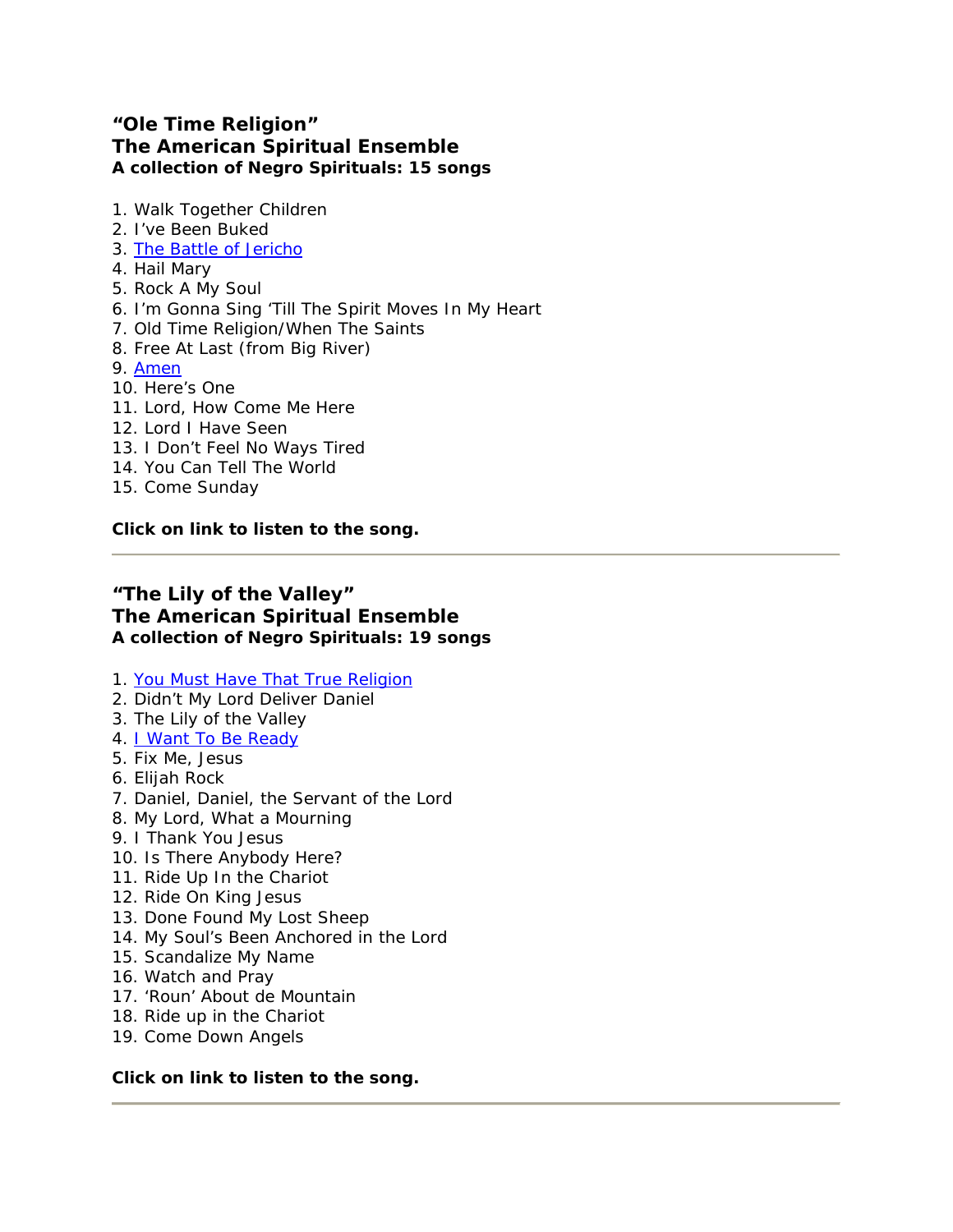### "Ole Time Religion"
### The American Spiritual Ensemble
**A collection of Negro Spirituals: 15 songs**

1. Walk Together Children
2. I've Been Buked
3. The Battle of Jericho
4. Hail Mary
5. Rock A My Soul
6. I'm Gonna Sing 'Till The Spirit Moves In My Heart
7. Old Time Religion/When The Saints
8. Free At Last (from Big River)
9. Amen
10. Here's One
11. Lord, How Come Me Here
12. Lord I Have Seen
13. I Don't Feel No Ways Tired
14. You Can Tell The World
15. Come Sunday

**Click on link to listen to the song.**

---

### "The Lily of the Valley"
### The American Spiritual Ensemble
**A collection of Negro Spirituals: 19 songs**

1. You Must Have That True Religion
2. Didn't My Lord Deliver Daniel
3. The Lily of the Valley
4. I Want To Be Ready
5. Fix Me, Jesus
6. Elijah Rock
7. Daniel, Daniel, the Servant of the Lord
8. My Lord, What a Mourning
9. I Thank You Jesus
10. Is There Anybody Here?
11. Ride Up In the Chariot
12. Ride On King Jesus
13. Done Found My Lost Sheep
14. My Soul's Been Anchored in the Lord
15. Scandalize My Name
16. Watch and Pray
17. 'Roun' About de Mountain
18. Ride up in the Chariot
19. Come Down Angels

**Click on link to listen to the song.**

---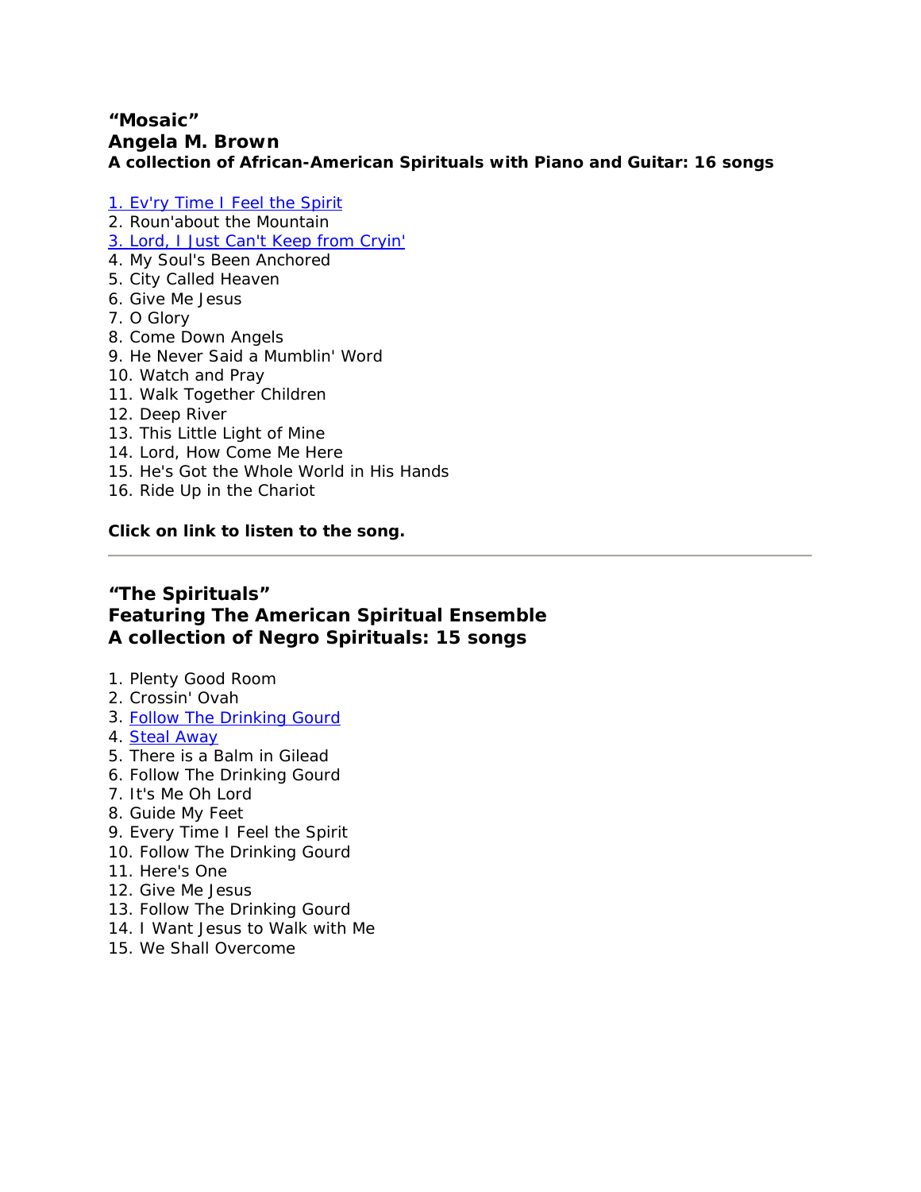**“Mosaic”**
**Angela M. Brown**
**A collection of African-American Spirituals with Piano and Guitar: 16 songs**

1. Ev'ry Time I Feel the Spirit
2. Roun'about the Mountain
3. Lord, I Just Can't Keep from Cryin'
4. My Soul's Been Anchored
5. City Called Heaven
6. Give Me Jesus
7. O Glory
8. Come Down Angels
9. He Never Said a Mumblin' Word
10. Watch and Pray
11. Walk Together Children
12. Deep River
13. This Little Light of Mine
14. Lord, How Come Me Here
15. He's Got the Whole World in His Hands
16. Ride Up in the Chariot

**Click on link to listen to the song.**

---

**“The Spirituals”**
**Featuring The American Spiritual Ensemble**
**A collection of Negro Spirituals: 15 songs**

1. Plenty Good Room
2. Crossin' Ovah
3. Follow The Drinking Gourd
4. Steal Away
5. There is a Balm in Gilead
6. Follow The Drinking Gourd
7. It's Me Oh Lord
8. Guide My Feet
9. Every Time I Feel the Spirit
10. Follow The Drinking Gourd
11. Here's One
12. Give Me Jesus
13. Follow The Drinking Gourd
14. I Want Jesus to Walk with Me
15. We Shall Overcome